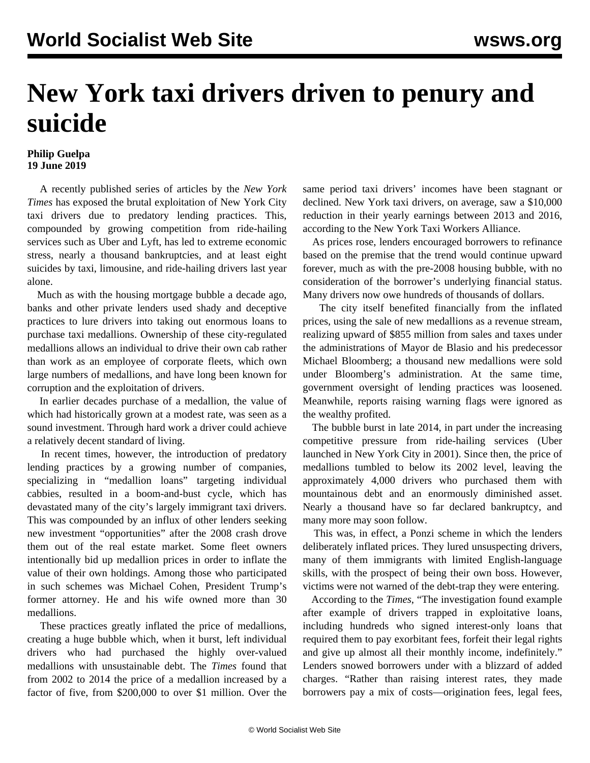# New York taxi drivers driven to penury and suicide

**Philip Guelpa**
**19 June 2019**

A recently published series of articles by the *New York Times* has exposed the brutal exploitation of New York City taxi drivers due to predatory lending practices. This, compounded by growing competition from ride-hailing services such as Uber and Lyft, has led to extreme economic stress, nearly a thousand bankruptcies, and at least eight suicides by taxi, limousine, and ride-hailing drivers last year alone.

Much as with the housing mortgage bubble a decade ago, banks and other private lenders used shady and deceptive practices to lure drivers into taking out enormous loans to purchase taxi medallions. Ownership of these city-regulated medallions allows an individual to drive their own cab rather than work as an employee of corporate fleets, which own large numbers of medallions, and have long been known for corruption and the exploitation of drivers.

In earlier decades purchase of a medallion, the value of which had historically grown at a modest rate, was seen as a sound investment. Through hard work a driver could achieve a relatively decent standard of living.

In recent times, however, the introduction of predatory lending practices by a growing number of companies, specializing in "medallion loans" targeting individual cabbies, resulted in a boom-and-bust cycle, which has devastated many of the city's largely immigrant taxi drivers. This was compounded by an influx of other lenders seeking new investment "opportunities" after the 2008 crash drove them out of the real estate market. Some fleet owners intentionally bid up medallion prices in order to inflate the value of their own holdings. Among those who participated in such schemes was Michael Cohen, President Trump's former attorney. He and his wife owned more than 30 medallions.

These practices greatly inflated the price of medallions, creating a huge bubble which, when it burst, left individual drivers who had purchased the highly over-valued medallions with unsustainable debt. The *Times* found that from 2002 to 2014 the price of a medallion increased by a factor of five, from $200,000 to over $1 million. Over the same period taxi drivers' incomes have been stagnant or declined. New York taxi drivers, on average, saw a $10,000 reduction in their yearly earnings between 2013 and 2016, according to the New York Taxi Workers Alliance.

As prices rose, lenders encouraged borrowers to refinance based on the premise that the trend would continue upward forever, much as with the pre-2008 housing bubble, with no consideration of the borrower's underlying financial status. Many drivers now owe hundreds of thousands of dollars.

The city itself benefited financially from the inflated prices, using the sale of new medallions as a revenue stream, realizing upward of $855 million from sales and taxes under the administrations of Mayor de Blasio and his predecessor Michael Bloomberg; a thousand new medallions were sold under Bloomberg's administration. At the same time, government oversight of lending practices was loosened. Meanwhile, reports raising warning flags were ignored as the wealthy profited.

The bubble burst in late 2014, in part under the increasing competitive pressure from ride-hailing services (Uber launched in New York City in 2001). Since then, the price of medallions tumbled to below its 2002 level, leaving the approximately 4,000 drivers who purchased them with mountainous debt and an enormously diminished asset. Nearly a thousand have so far declared bankruptcy, and many more may soon follow.

This was, in effect, a Ponzi scheme in which the lenders deliberately inflated prices. They lured unsuspecting drivers, many of them immigrants with limited English-language skills, with the prospect of being their own boss. However, victims were not warned of the debt-trap they were entering.

According to the *Times*, "The investigation found example after example of drivers trapped in exploitative loans, including hundreds who signed interest-only loans that required them to pay exorbitant fees, forfeit their legal rights and give up almost all their monthly income, indefinitely." Lenders snowed borrowers under with a blizzard of added charges. "Rather than raising interest rates, they made borrowers pay a mix of costs—origination fees, legal fees,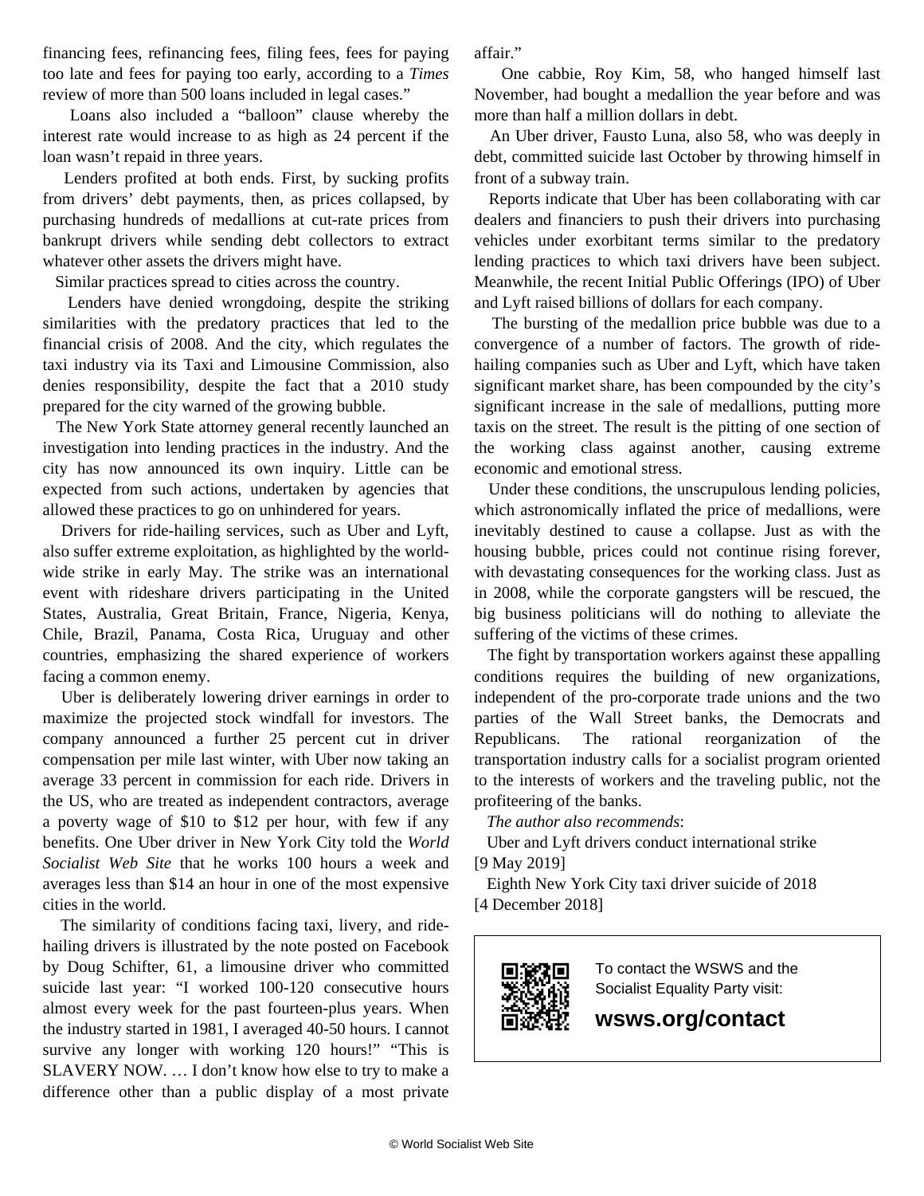financing fees, refinancing fees, filing fees, fees for paying too late and fees for paying too early, according to a *Times* review of more than 500 loans included in legal cases."

Loans also included a "balloon" clause whereby the interest rate would increase to as high as 24 percent if the loan wasn't repaid in three years.

Lenders profited at both ends. First, by sucking profits from drivers' debt payments, then, as prices collapsed, by purchasing hundreds of medallions at cut-rate prices from bankrupt drivers while sending debt collectors to extract whatever other assets the drivers might have.

Similar practices spread to cities across the country.

Lenders have denied wrongdoing, despite the striking similarities with the predatory practices that led to the financial crisis of 2008. And the city, which regulates the taxi industry via its Taxi and Limousine Commission, also denies responsibility, despite the fact that a 2010 study prepared for the city warned of the growing bubble.

The New York State attorney general recently launched an investigation into lending practices in the industry. And the city has now announced its own inquiry. Little can be expected from such actions, undertaken by agencies that allowed these practices to go on unhindered for years.

Drivers for ride-hailing services, such as Uber and Lyft, also suffer extreme exploitation, as highlighted by the world-wide strike in early May. The strike was an international event with rideshare drivers participating in the United States, Australia, Great Britain, France, Nigeria, Kenya, Chile, Brazil, Panama, Costa Rica, Uruguay and other countries, emphasizing the shared experience of workers facing a common enemy.

Uber is deliberately lowering driver earnings in order to maximize the projected stock windfall for investors. The company announced a further 25 percent cut in driver compensation per mile last winter, with Uber now taking an average 33 percent in commission for each ride. Drivers in the US, who are treated as independent contractors, average a poverty wage of $10 to $12 per hour, with few if any benefits. One Uber driver in New York City told the *World Socialist Web Site* that he works 100 hours a week and averages less than $14 an hour in one of the most expensive cities in the world.

The similarity of conditions facing taxi, livery, and ride-hailing drivers is illustrated by the note posted on Facebook by Doug Schifter, 61, a limousine driver who committed suicide last year: "I worked 100-120 consecutive hours almost every week for the past fourteen-plus years. When the industry started in 1981, I averaged 40-50 hours. I cannot survive any longer with working 120 hours!" "This is SLAVERY NOW. … I don't know how else to try to make a difference other than a public display of a most private affair."

One cabbie, Roy Kim, 58, who hanged himself last November, had bought a medallion the year before and was more than half a million dollars in debt.

An Uber driver, Fausto Luna, also 58, who was deeply in debt, committed suicide last October by throwing himself in front of a subway train.

Reports indicate that Uber has been collaborating with car dealers and financiers to push their drivers into purchasing vehicles under exorbitant terms similar to the predatory lending practices to which taxi drivers have been subject. Meanwhile, the recent Initial Public Offerings (IPO) of Uber and Lyft raised billions of dollars for each company.

The bursting of the medallion price bubble was due to a convergence of a number of factors. The growth of ride-hailing companies such as Uber and Lyft, which have taken significant market share, has been compounded by the city's significant increase in the sale of medallions, putting more taxis on the street. The result is the pitting of one section of the working class against another, causing extreme economic and emotional stress.

Under these conditions, the unscrupulous lending policies, which astronomically inflated the price of medallions, were inevitably destined to cause a collapse. Just as with the housing bubble, prices could not continue rising forever, with devastating consequences for the working class. Just as in 2008, while the corporate gangsters will be rescued, the big business politicians will do nothing to alleviate the suffering of the victims of these crimes.

The fight by transportation workers against these appalling conditions requires the building of new organizations, independent of the pro-corporate trade unions and the two parties of the Wall Street banks, the Democrats and Republicans. The rational reorganization of the transportation industry calls for a socialist program oriented to the interests of workers and the traveling public, not the profiteering of the banks.

*The author also recommends*:

Uber and Lyft drivers conduct international strike
[9 May 2019]

Eighth New York City taxi driver suicide of 2018
[4 December 2018]

To contact the WSWS and the Socialist Equality Party visit:

**wsws.org/contact**